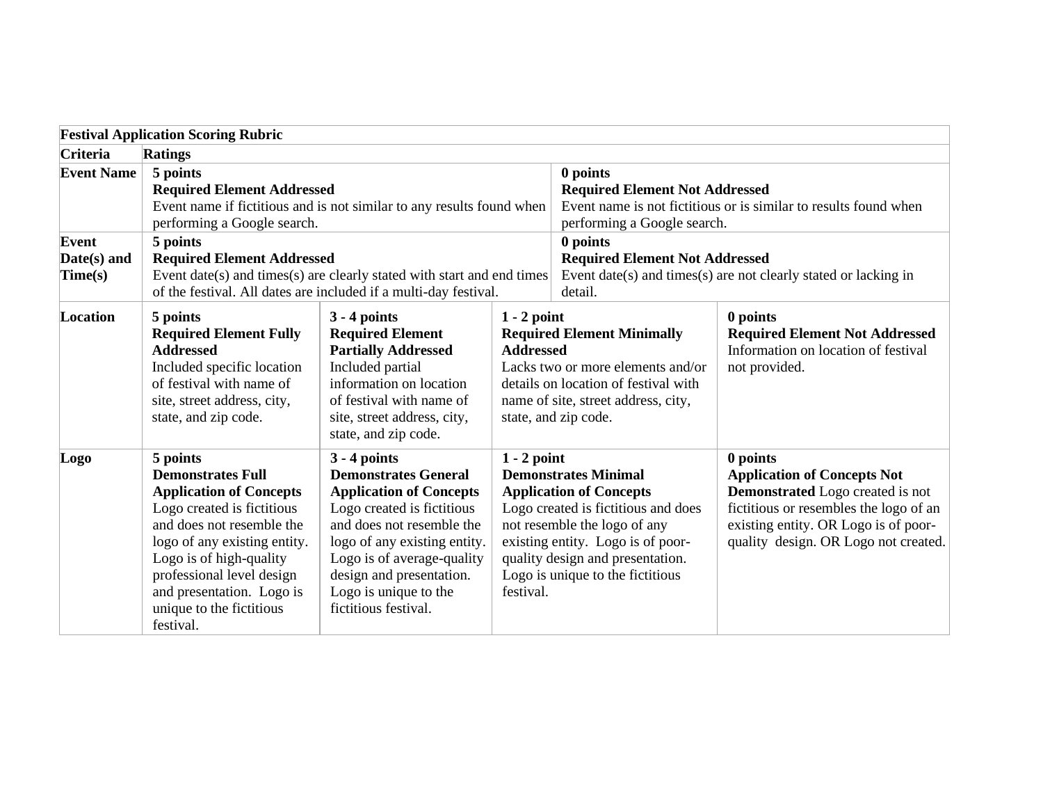| **Festival Application Scoring Rubric** | | | | |
|---|---|---|---|---|
| **Criteria** | **Ratings** | | | |
| **Event Name** | **5 points**<br>**Required Element Addressed**<br>Event name if fictitious and is not similar to any results found when performing a Google search. | | **0 points**<br>**Required Element Not Addressed**<br>Event name is not fictitious or is similar to results found when performing a Google search. | |
| **Event Date(s) and Time(s)** | **5 points**<br>**Required Element Addressed**<br>Event date(s) and times(s) are clearly stated with start and end times of the festival. All dates are included if a multi-day festival. | | **0 points**<br>**Required Element Not Addressed**<br>Event date(s) and time(s) are not clearly stated or lacking in detail. | |
| **Location** | **5 points**<br>**Required Element Fully Addressed**<br>Included specific location of festival with name of site, street address, city, state, and zip code. | **3 - 4 points**<br>**Required Element Partially Addressed**<br>Included partial information on location of festival with name of site, street address, city, state, and zip code. | **1 - 2 point**<br>**Required Element Minimally Addressed**<br>Lacks two or more elements and/or details on location of festival with name of site, street address, city, state, and zip code. | **0 points**<br>**Required Element Not Addressed**<br>Information on location of festival not provided. |
| **Logo** | **5 points**<br>**Demonstrates Full Application of Concepts**<br>Logo created is fictitious and does not resemble the logo of any existing entity. Logo is of high-quality professional level design and presentation. Logo is unique to the fictitious festival. | **3 - 4 points**<br>**Demonstrates General Application of Concepts**<br>Logo created is fictitious and does not resemble the logo of any existing entity. Logo is of average-quality design and presentation. Logo is unique to the fictitious festival. | **1 - 2 point**<br>**Demonstrates Minimal Application of Concepts**<br>Logo created is fictitious and does not resemble the logo of any existing entity. Logo is of poor-quality design and presentation. Logo is unique to the fictitious festival. | **0 points**<br>**Application of Concepts Not Demonstrated** Logo created is not fictitious or resembles the logo of an existing entity. OR Logo is of poor-quality design. OR Logo not created. |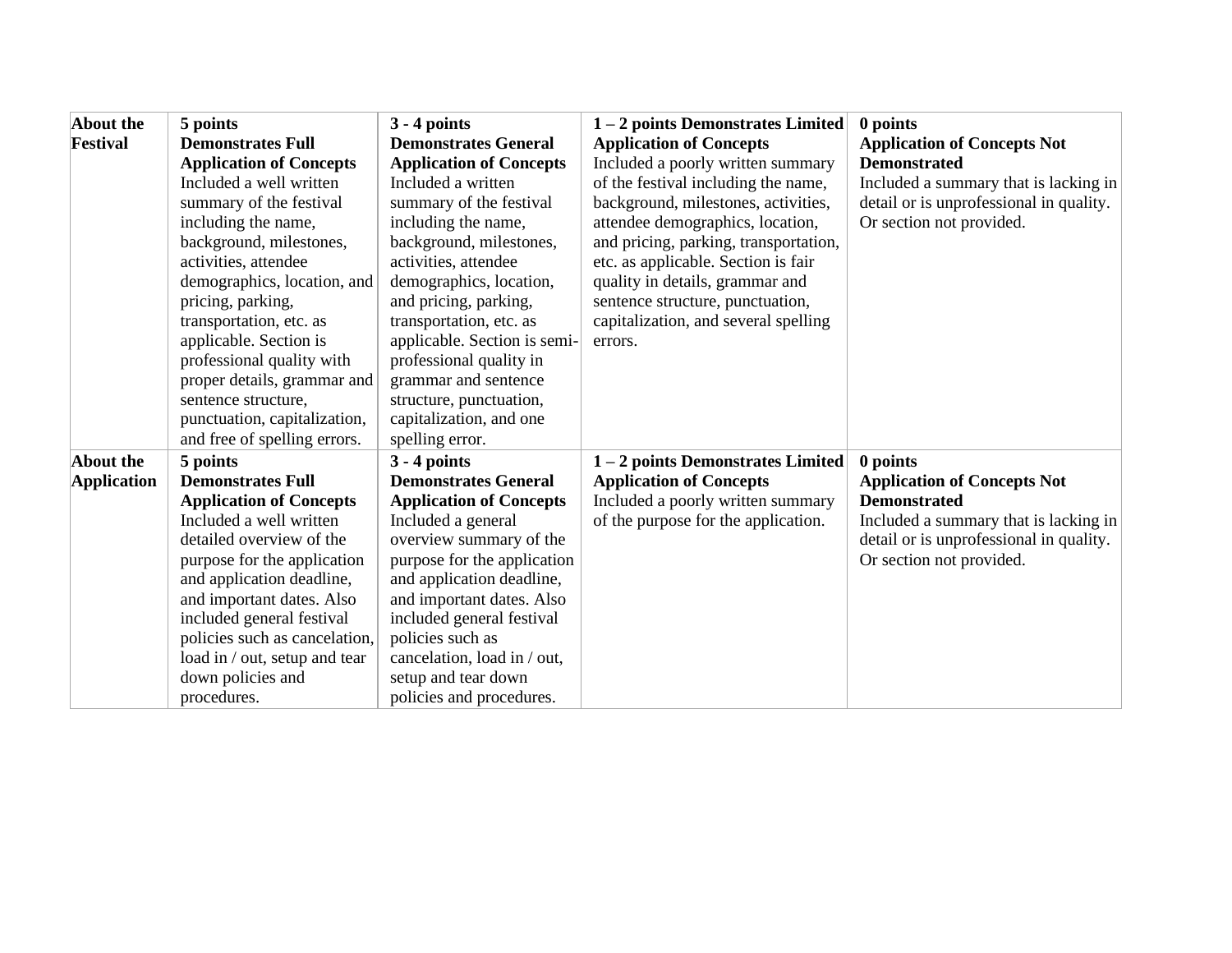| About the Festival | **5 points Demonstrates Full Application of Concepts** Included a well written summary of the festival including the name, background, milestones, activities, attendee demographics, location, and pricing, parking, transportation, etc. as applicable. Section is professional quality with proper details, grammar and sentence structure, punctuation, capitalization, and free of spelling errors. | **3 - 4 points Demonstrates General Application of Concepts** Included a written summary of the festival including the name, background, milestones, activities, attendee demographics, location, and pricing, parking, transportation, etc. as applicable. Section is semi-professional quality in grammar and sentence structure, punctuation, capitalization, and one spelling error. | **1 – 2 points Demonstrates Limited Application of Concepts** Included a poorly written summary of the festival including the name, background, milestones, activities, attendee demographics, location, and pricing, parking, transportation, etc. as applicable. Section is fair quality in details, grammar and sentence structure, punctuation, capitalization, and several spelling errors. | **0 points Application of Concepts Not Demonstrated** Included a summary that is lacking in detail or is unprofessional in quality. Or section not provided. |
|---|---|---|---|---|
| **About the Application** | **5 points Demonstrates Full Application of Concepts** Included a well written detailed overview of the purpose for the application and application deadline, and important dates. Also included general festival policies such as cancelation, load in / out, setup and tear down policies and procedures. | **3 - 4 points Demonstrates General Application of Concepts** Included a general overview summary of the purpose for the application and application deadline, and important dates. Also included general festival policies such as cancelation, load in / out, setup and tear down policies and procedures. | **1 – 2 points Demonstrates Limited Application of Concepts** Included a poorly written summary of the purpose for the application. | **0 points Application of Concepts Not Demonstrated** Included a summary that is lacking in detail or is unprofessional in quality. Or section not provided. |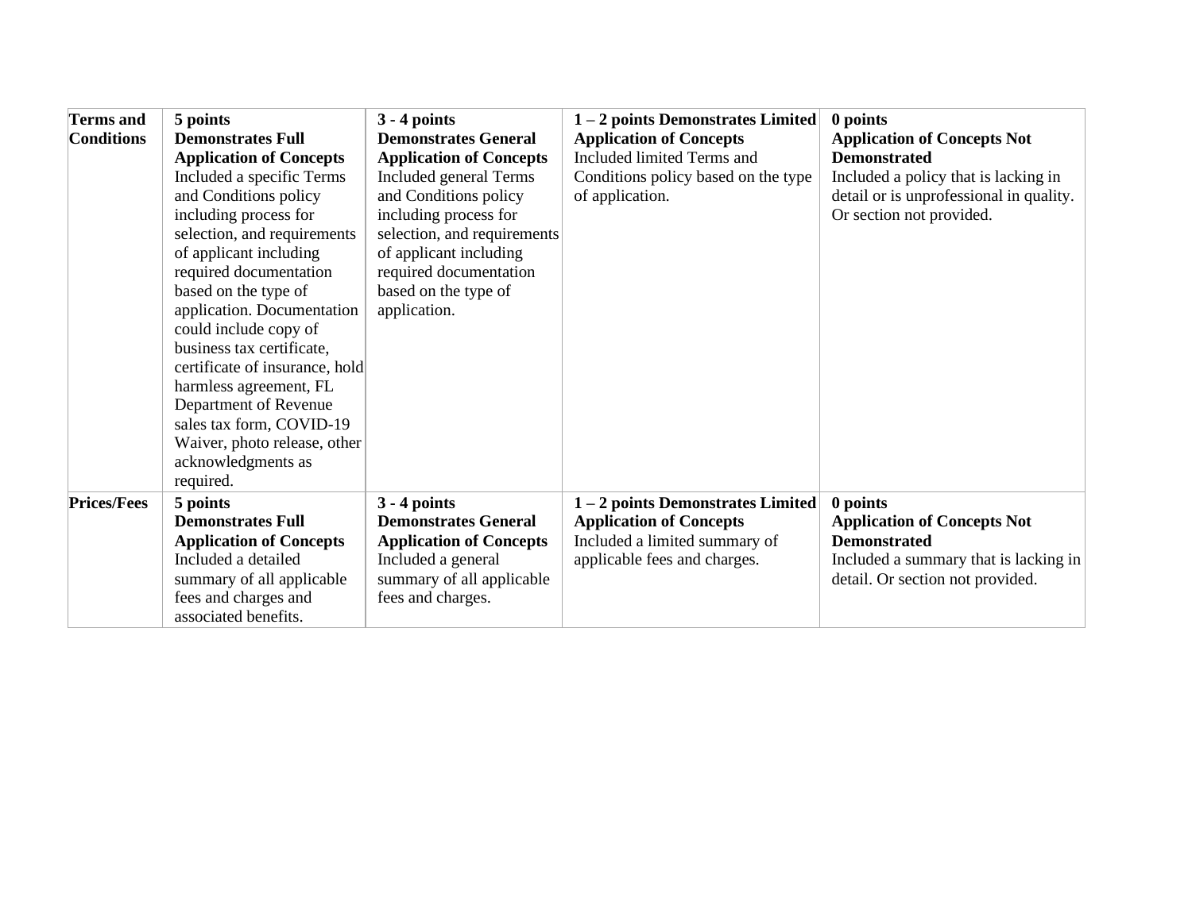| Terms and Conditions | **5 points Demonstrates Full Application of Concepts** Included a specific Terms and Conditions policy including process for selection, and requirements of applicant including required documentation based on the type of application. Documentation could include copy of business tax certificate, certificate of insurance, hold harmless agreement, FL Department of Revenue sales tax form, COVID-19 Waiver, photo release, other acknowledgments as required. | **3 - 4 points Demonstrates General Application of Concepts** Included general Terms and Conditions policy including process for selection, and requirements of applicant including required documentation based on the type of application. | **1 – 2 points Demonstrates Limited Application of Concepts** Included limited Terms and Conditions policy based on the type of application. | **0 points Application of Concepts Not Demonstrated** Included a policy that is lacking in detail or is unprofessional in quality. Or section not provided. |
|---|---|---|---|---|
| **Prices/Fees** | **5 points Demonstrates Full Application of Concepts** Included a detailed summary of all applicable fees and charges and associated benefits. | **3 - 4 points Demonstrates General Application of Concepts** Included a general summary of all applicable fees and charges. | **1 – 2 points Demonstrates Limited Application of Concepts** Included a limited summary of applicable fees and charges. | **0 points Application of Concepts Not Demonstrated** Included a summary that is lacking in detail. Or section not provided. |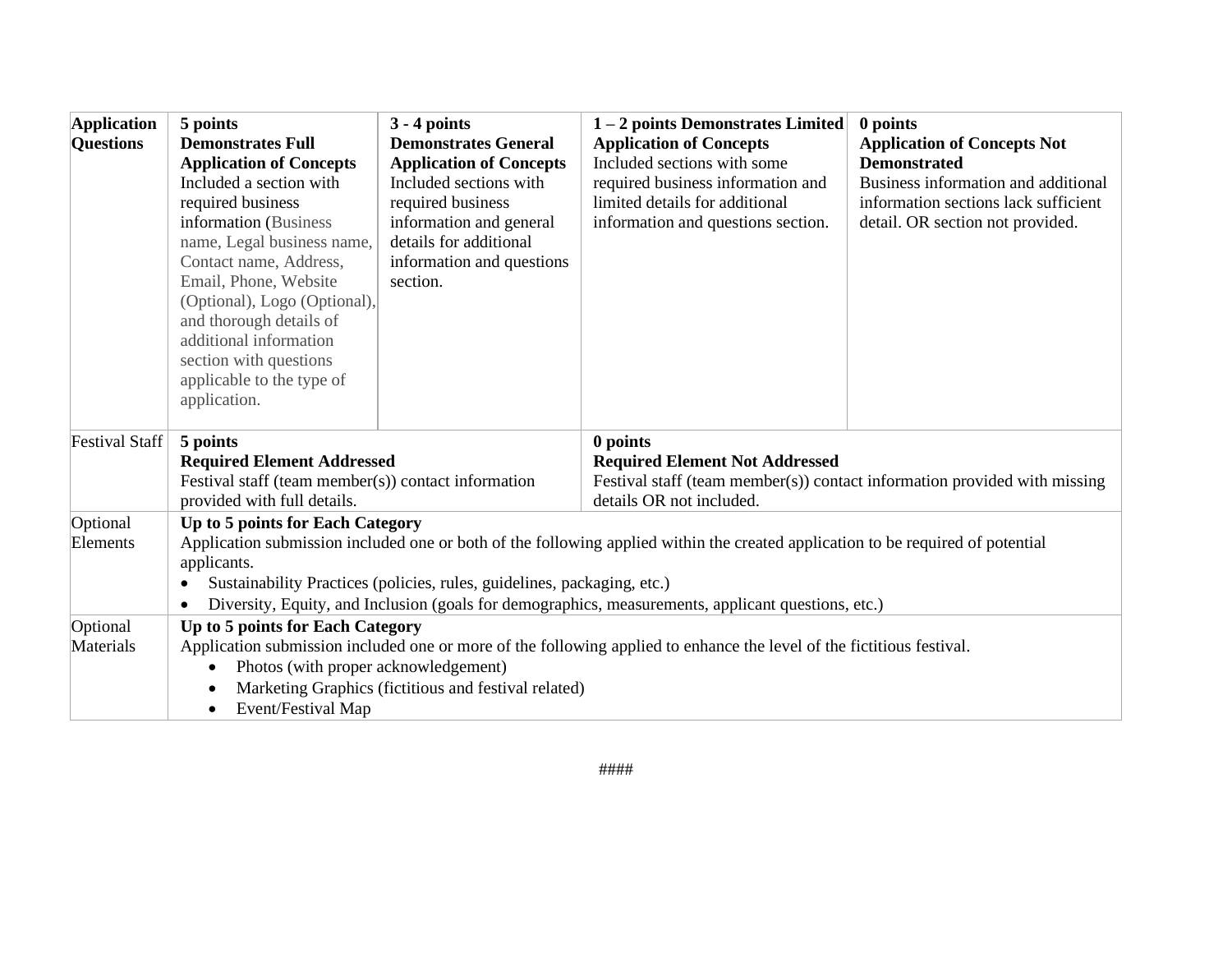| | | | | |
|---|---|---|---|---|
| **Application Questions** | **5 points**<br>**Demonstrates Full Application of Concepts**<br>Included a section with required business information (Business name, Legal business name, Contact name, Address, Email, Phone, Website (Optional), Logo (Optional), and thorough details of additional information section with questions applicable to the type of application. | **3 - 4 points**<br>**Demonstrates General Application of Concepts**<br>Included sections with required business information and general details for additional information and questions section. | **1 – 2 points Demonstrates Limited Application of Concepts**<br>Included sections with some required business information and limited details for additional information and questions section. | **0 points**<br>**Application of Concepts Not Demonstrated**<br>Business information and additional information sections lack sufficient detail. OR section not provided. |
| Festival Staff | **5 points**<br>**Required Element Addressed**<br>Festival staff (team member(s)) contact information provided with full details. | | **0 points**<br>**Required Element Not Addressed**<br>Festival staff (team member(s)) contact information provided with missing details OR not included. | |
| Optional Elements | **Up to 5 points for Each Category**<br>Application submission included one or both of the following applied within the created application to be required of potential applicants.<br>• Sustainability Practices (policies, rules, guidelines, packaging, etc.)<br>• Diversity, Equity, and Inclusion (goals for demographics, measurements, applicant questions, etc.) | | | |
| Optional Materials | **Up to 5 points for Each Category**<br>Application submission included one or more of the following applied to enhance the level of the fictitious festival.<br>• Photos (with proper acknowledgement)<br>• Marketing Graphics (fictitious and festival related)<br>• Event/Festival Map | | | |

####